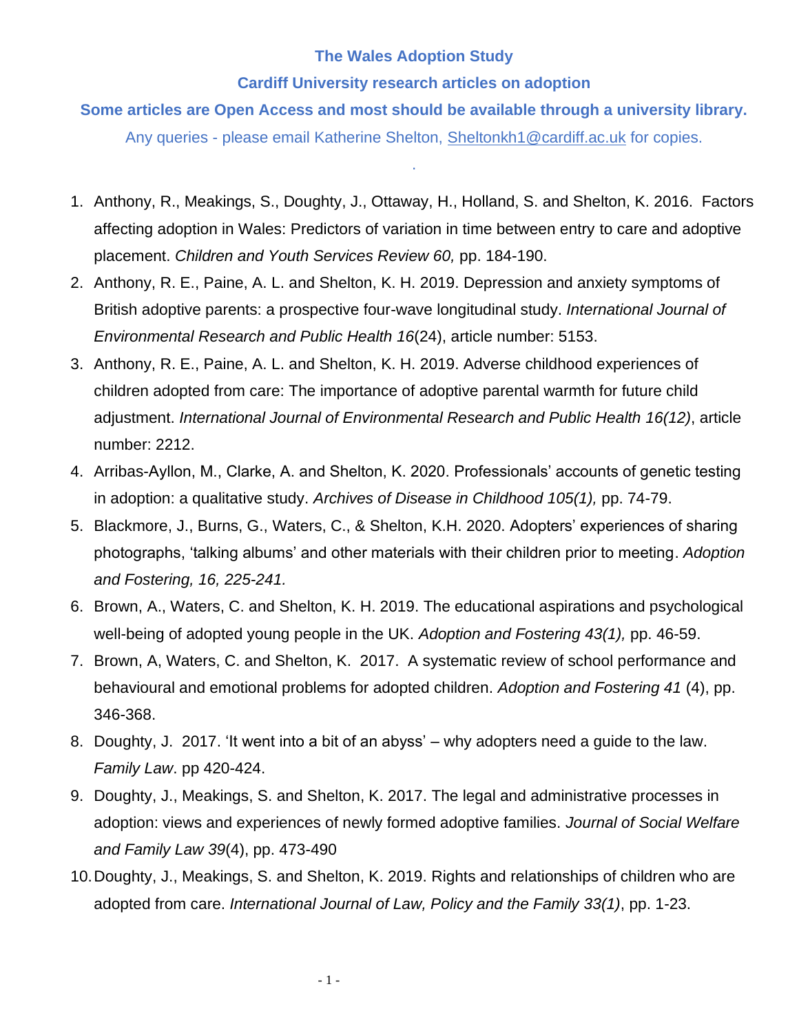# The Wales Adoption Study

## Cardiff University research articles on adoption

**Some articles are Open Access and most should be available through a university library.**

Any queries - please email Katherine Shelton, Sheltonkh1@cardiff.ac.uk for copies.

.

1. Anthony, R., Meakings, S., Doughty, J., Ottaway, H., Holland, S. and Shelton, K. 2016. Factors affecting adoption in Wales: Predictors of variation in time between entry to care and adoptive placement. *Children and Youth Services Review 60,* pp. 184-190.
2. Anthony, R. E., Paine, A. L. and Shelton, K. H. 2019. Depression and anxiety symptoms of British adoptive parents: a prospective four-wave longitudinal study. *International Journal of Environmental Research and Public Health 16*(24), article number: 5153.
3. Anthony, R. E., Paine, A. L. and Shelton, K. H. 2019. Adverse childhood experiences of children adopted from care: The importance of adoptive parental warmth for future child adjustment. *International Journal of Environmental Research and Public Health 16(12)*, article number: 2212.
4. Arribas-Ayllon, M., Clarke, A. and Shelton, K. 2020. Professionals' accounts of genetic testing in adoption: a qualitative study. *Archives of Disease in Childhood 105(1),* pp. 74-79.
5. Blackmore, J., Burns, G., Waters, C., & Shelton, K.H. 2020. Adopters' experiences of sharing photographs, 'talking albums' and other materials with their children prior to meeting. *Adoption and Fostering, 16, 225-241.*
6. Brown, A., Waters, C. and Shelton, K. H. 2019. The educational aspirations and psychological well-being of adopted young people in the UK. *Adoption and Fostering 43(1),* pp. 46-59.
7. Brown, A, Waters, C. and Shelton, K. 2017. A systematic review of school performance and behavioural and emotional problems for adopted children. *Adoption and Fostering 41* (4), pp. 346-368.
8. Doughty, J. 2017. 'It went into a bit of an abyss' – why adopters need a guide to the law. *Family Law*. pp 420-424.
9. Doughty, J., Meakings, S. and Shelton, K. 2017. The legal and administrative processes in adoption: views and experiences of newly formed adoptive families. *Journal of Social Welfare and Family Law 39*(4), pp. 473-490
10. Doughty, J., Meakings, S. and Shelton, K. 2019. Rights and relationships of children who are adopted from care. *International Journal of Law, Policy and the Family 33(1)*, pp. 1-23.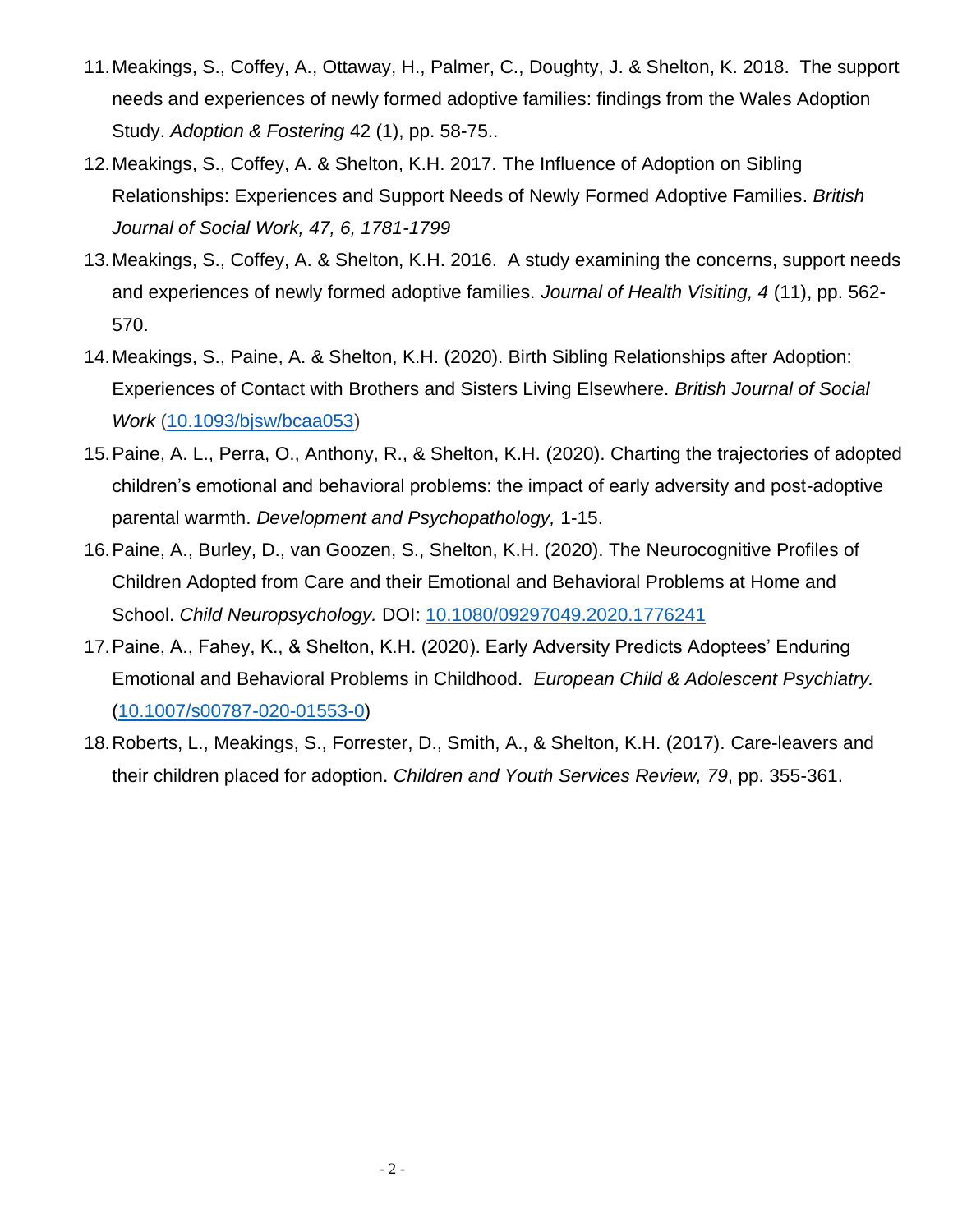11. Meakings, S., Coffey, A., Ottaway, H., Palmer, C., Doughty, J. & Shelton, K. 2018. The support needs and experiences of newly formed adoptive families: findings from the Wales Adoption Study. *Adoption & Fostering* 42 (1), pp. 58-75..
12. Meakings, S., Coffey, A. & Shelton, K.H. 2017. The Influence of Adoption on Sibling Relationships: Experiences and Support Needs of Newly Formed Adoptive Families. *British Journal of Social Work, 47, 6, 1781-1799*
13. Meakings, S., Coffey, A. & Shelton, K.H. 2016. A study examining the concerns, support needs and experiences of newly formed adoptive families. *Journal of Health Visiting, 4* (11), pp. 562-570.
14. Meakings, S., Paine, A. & Shelton, K.H. (2020). Birth Sibling Relationships after Adoption: Experiences of Contact with Brothers and Sisters Living Elsewhere. *British Journal of Social Work* (10.1093/bjsw/bcaa053)
15. Paine, A. L., Perra, O., Anthony, R., & Shelton, K.H. (2020). Charting the trajectories of adopted children's emotional and behavioral problems: the impact of early adversity and post-adoptive parental warmth. *Development and Psychopathology,* 1-15.
16. Paine, A., Burley, D., van Goozen, S., Shelton, K.H. (2020). The Neurocognitive Profiles of Children Adopted from Care and their Emotional and Behavioral Problems at Home and School. *Child Neuropsychology.* DOI: 10.1080/09297049.2020.1776241
17. Paine, A., Fahey, K., & Shelton, K.H. (2020). Early Adversity Predicts Adoptees' Enduring Emotional and Behavioral Problems in Childhood. *European Child & Adolescent Psychiatry.* (10.1007/s00787-020-01553-0)
18. Roberts, L., Meakings, S., Forrester, D., Smith, A., & Shelton, K.H. (2017). Care-leavers and their children placed for adoption. *Children and Youth Services Review, 79*, pp. 355-361.